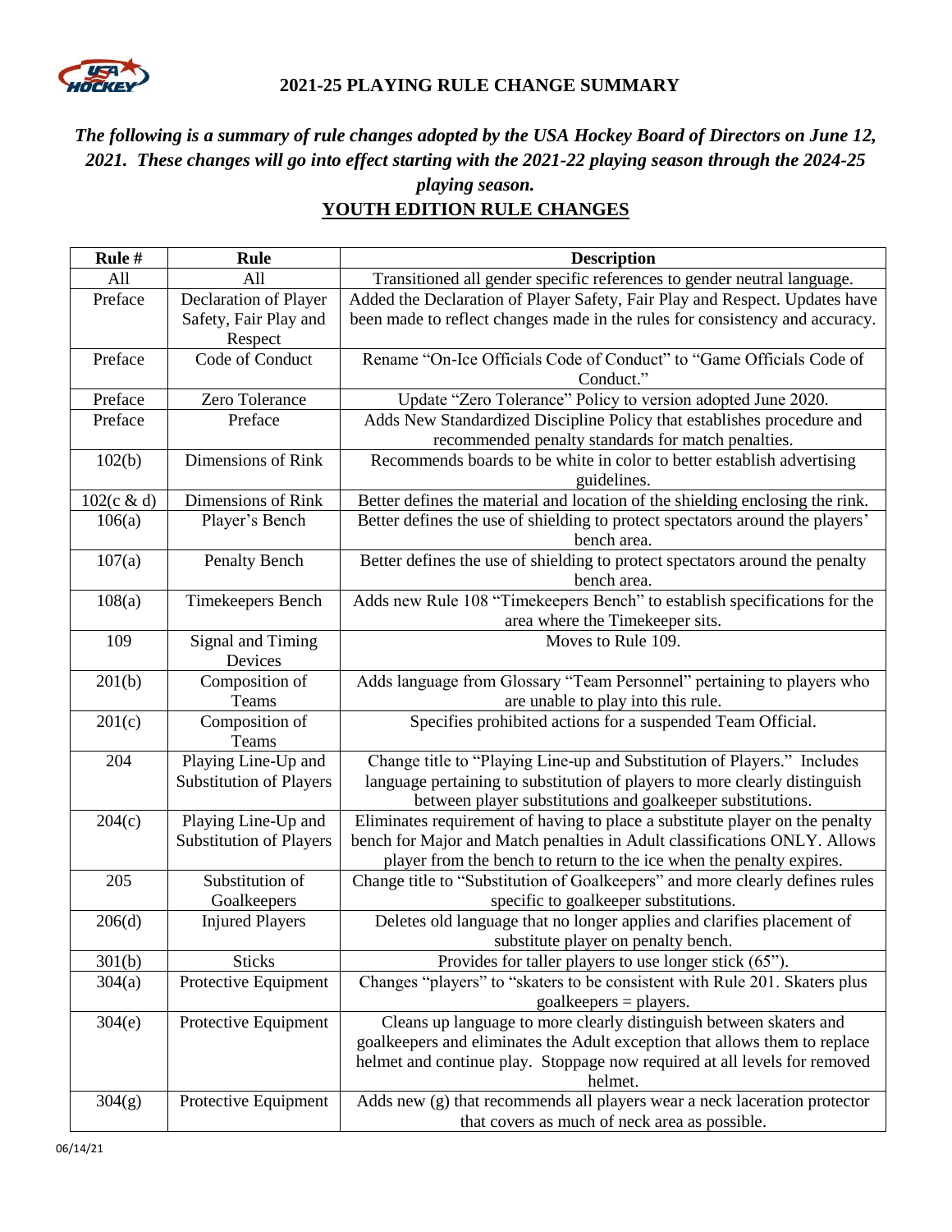## 2021-25 PLAYING RULE CHANGE SUMMARY

***The following is a summary of rule changes adopted by the USA Hockey Board of Directors on June 12, 2021. These changes will go into effect starting with the 2021-22 playing season through the 2024-25 playing season.***

## YOUTH EDITION RULE CHANGES

| Rule # | Rule | Description |
|---|---|---|
| All | All | Transitioned all gender specific references to gender neutral language. |
| Preface | Declaration of Player Safety, Fair Play and Respect | Added the Declaration of Player Safety, Fair Play and Respect. Updates have been made to reflect changes made in the rules for consistency and accuracy. |
| Preface | Code of Conduct | Rename "On-Ice Officials Code of Conduct" to "Game Officials Code of Conduct." |
| Preface | Zero Tolerance | Update "Zero Tolerance" Policy to version adopted June 2020. |
| Preface | Preface | Adds New Standardized Discipline Policy that establishes procedure and recommended penalty standards for match penalties. |
| 102(b) | Dimensions of Rink | Recommends boards to be white in color to better establish advertising guidelines. |
| 102(c & d) | Dimensions of Rink | Better defines the material and location of the shielding enclosing the rink. |
| 106(a) | Player's Bench | Better defines the use of shielding to protect spectators around the players' bench area. |
| 107(a) | Penalty Bench | Better defines the use of shielding to protect spectators around the penalty bench area. |
| 108(a) | Timekeepers Bench | Adds new Rule 108 "Timekeepers Bench" to establish specifications for the area where the Timekeeper sits. |
| 109 | Signal and Timing Devices | Moves to Rule 109. |
| 201(b) | Composition of Teams | Adds language from Glossary "Team Personnel" pertaining to players who are unable to play into this rule. |
| 201(c) | Composition of Teams | Specifies prohibited actions for a suspended Team Official. |
| 204 | Playing Line-Up and Substitution of Players | Change title to "Playing Line-up and Substitution of Players." Includes language pertaining to substitution of players to more clearly distinguish between player substitutions and goalkeeper substitutions. |
| 204(c) | Playing Line-Up and Substitution of Players | Eliminates requirement of having to place a substitute player on the penalty bench for Major and Match penalties in Adult classifications ONLY. Allows player from the bench to return to the ice when the penalty expires. |
| 205 | Substitution of Goalkeepers | Change title to "Substitution of Goalkeepers" and more clearly defines rules specific to goalkeeper substitutions. |
| 206(d) | Injured Players | Deletes old language that no longer applies and clarifies placement of substitute player on penalty bench. |
| 301(b) | Sticks | Provides for taller players to use longer stick (65"). |
| 304(a) | Protective Equipment | Changes "players" to "skaters to be consistent with Rule 201. Skaters plus goalkeepers = players. |
| 304(e) | Protective Equipment | Cleans up language to more clearly distinguish between skaters and goalkeepers and eliminates the Adult exception that allows them to replace helmet and continue play. Stoppage now required at all levels for removed helmet. |
| 304(g) | Protective Equipment | Adds new (g) that recommends all players wear a neck laceration protector that covers as much of neck area as possible. |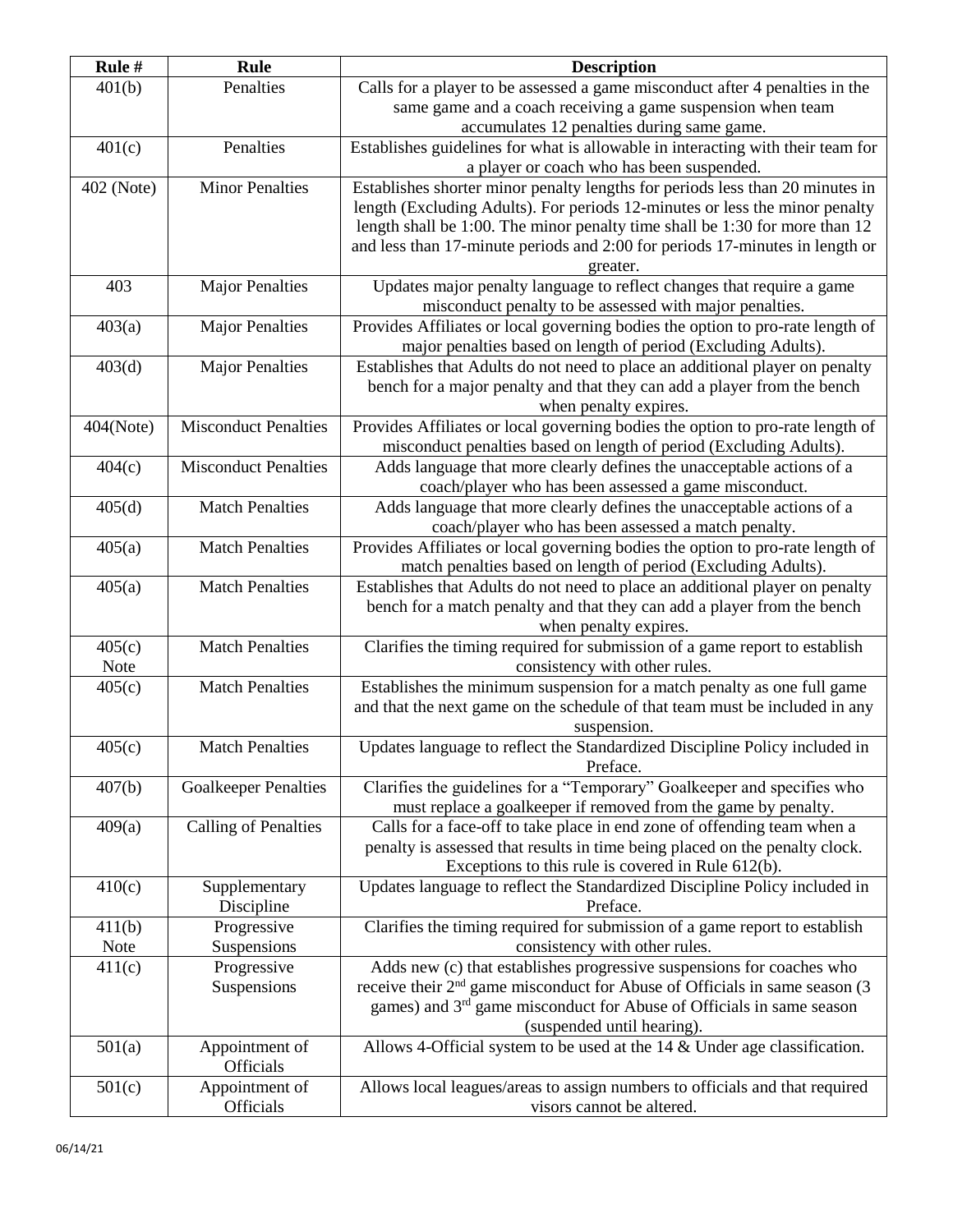| Rule # | Rule | Description |
| --- | --- | --- |
| 401(b) | Penalties | Calls for a player to be assessed a game misconduct after 4 penalties in the same game and a coach receiving a game suspension when team accumulates 12 penalties during same game. |
| 401(c) | Penalties | Establishes guidelines for what is allowable in interacting with their team for a player or coach who has been suspended. |
| 402 (Note) | Minor Penalties | Establishes shorter minor penalty lengths for periods less than 20 minutes in length (Excluding Adults). For periods 12-minutes or less the minor penalty length shall be 1:00. The minor penalty time shall be 1:30 for more than 12 and less than 17-minute periods and 2:00 for periods 17-minutes in length or greater. |
| 403 | Major Penalties | Updates major penalty language to reflect changes that require a game misconduct penalty to be assessed with major penalties. |
| 403(a) | Major Penalties | Provides Affiliates or local governing bodies the option to pro-rate length of major penalties based on length of period (Excluding Adults). |
| 403(d) | Major Penalties | Establishes that Adults do not need to place an additional player on penalty bench for a major penalty and that they can add a player from the bench when penalty expires. |
| 404(Note) | Misconduct Penalties | Provides Affiliates or local governing bodies the option to pro-rate length of misconduct penalties based on length of period (Excluding Adults). |
| 404(c) | Misconduct Penalties | Adds language that more clearly defines the unacceptable actions of a coach/player who has been assessed a game misconduct. |
| 405(d) | Match Penalties | Adds language that more clearly defines the unacceptable actions of a coach/player who has been assessed a match penalty. |
| 405(a) | Match Penalties | Provides Affiliates or local governing bodies the option to pro-rate length of match penalties based on length of period (Excluding Adults). |
| 405(a) | Match Penalties | Establishes that Adults do not need to place an additional player on penalty bench for a match penalty and that they can add a player from the bench when penalty expires. |
| 405(c) Note | Match Penalties | Clarifies the timing required for submission of a game report to establish consistency with other rules. |
| 405(c) | Match Penalties | Establishes the minimum suspension for a match penalty as one full game and that the next game on the schedule of that team must be included in any suspension. |
| 405(c) | Match Penalties | Updates language to reflect the Standardized Discipline Policy included in Preface. |
| 407(b) | Goalkeeper Penalties | Clarifies the guidelines for a "Temporary" Goalkeeper and specifies who must replace a goalkeeper if removed from the game by penalty. |
| 409(a) | Calling of Penalties | Calls for a face-off to take place in end zone of offending team when a penalty is assessed that results in time being placed on the penalty clock. Exceptions to this rule is covered in Rule 612(b). |
| 410(c) | Supplementary Discipline | Updates language to reflect the Standardized Discipline Policy included in Preface. |
| 411(b) Note | Progressive Suspensions | Clarifies the timing required for submission of a game report to establish consistency with other rules. |
| 411(c) | Progressive Suspensions | Adds new (c) that establishes progressive suspensions for coaches who receive their 2nd game misconduct for Abuse of Officials in same season (3 games) and 3rd game misconduct for Abuse of Officials in same season (suspended until hearing). |
| 501(a) | Appointment of Officials | Allows 4-Official system to be used at the 14 & Under age classification. |
| 501(c) | Appointment of Officials | Allows local leagues/areas to assign numbers to officials and that required visors cannot be altered. |

06/14/21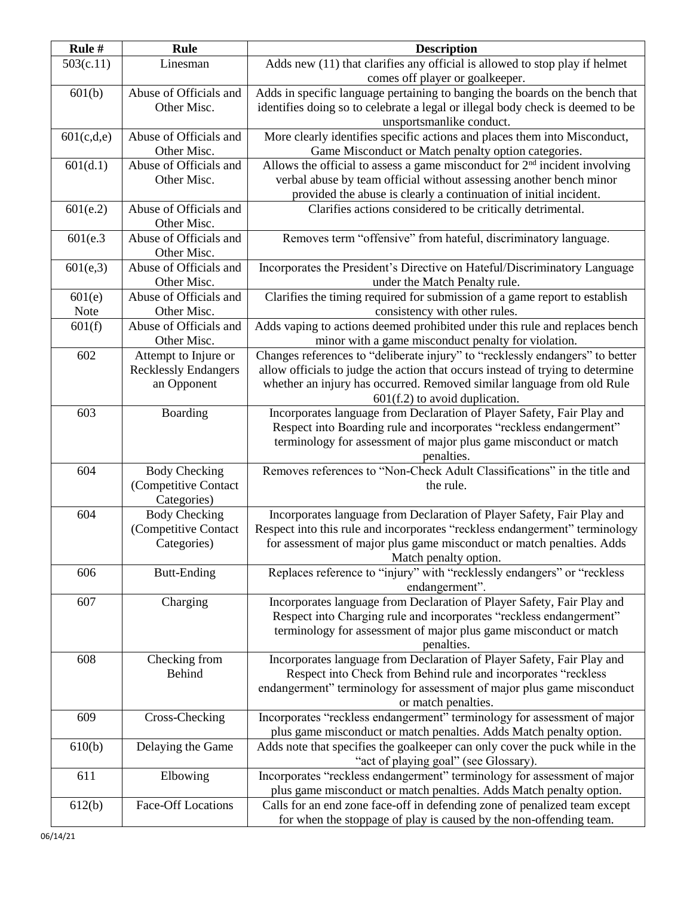| Rule # | Rule | Description |
| --- | --- | --- |
| 503(c.11) | Linesman | Adds new (11) that clarifies any official is allowed to stop play if helmet comes off player or goalkeeper. |
| 601(b) | Abuse of Officials and Other Misc. | Adds in specific language pertaining to banging the boards on the bench that identifies doing so to celebrate a legal or illegal body check is deemed to be unsportsmanlike conduct. |
| 601(c,d,e) | Abuse of Officials and Other Misc. | More clearly identifies specific actions and places them into Misconduct, Game Misconduct or Match penalty option categories. |
| 601(d.1) | Abuse of Officials and Other Misc. | Allows the official to assess a game misconduct for 2nd incident involving verbal abuse by team official without assessing another bench minor provided the abuse is clearly a continuation of initial incident. |
| 601(e.2) | Abuse of Officials and Other Misc. | Clarifies actions considered to be critically detrimental. |
| 601(e.3 | Abuse of Officials and Other Misc. | Removes term "offensive" from hateful, discriminatory language. |
| 601(e,3) | Abuse of Officials and Other Misc. | Incorporates the President's Directive on Hateful/Discriminatory Language under the Match Penalty rule. |
| 601(e) Note | Abuse of Officials and Other Misc. | Clarifies the timing required for submission of a game report to establish consistency with other rules. |
| 601(f) | Abuse of Officials and Other Misc. | Adds vaping to actions deemed prohibited under this rule and replaces bench minor with a game misconduct penalty for violation. |
| 602 | Attempt to Injure or Recklessly Endangers an Opponent | Changes references to "deliberate injury" to "recklessly endangers" to better allow officials to judge the action that occurs instead of trying to determine whether an injury has occurred. Removed similar language from old Rule 601(f.2) to avoid duplication. |
| 603 | Boarding | Incorporates language from Declaration of Player Safety, Fair Play and Respect into Boarding rule and incorporates "reckless endangerment" terminology for assessment of major plus game misconduct or match penalties. |
| 604 | Body Checking (Competitive Contact Categories) | Removes references to "Non-Check Adult Classifications" in the title and the rule. |
| 604 | Body Checking (Competitive Contact Categories) | Incorporates language from Declaration of Player Safety, Fair Play and Respect into this rule and incorporates "reckless endangerment" terminology for assessment of major plus game misconduct or match penalties. Adds Match penalty option. |
| 606 | Butt-Ending | Replaces reference to "injury" with "recklessly endangers" or "reckless endangerment". |
| 607 | Charging | Incorporates language from Declaration of Player Safety, Fair Play and Respect into Charging rule and incorporates "reckless endangerment" terminology for assessment of major plus game misconduct or match penalties. |
| 608 | Checking from Behind | Incorporates language from Declaration of Player Safety, Fair Play and Respect into Check from Behind rule and incorporates "reckless endangerment" terminology for assessment of major plus game misconduct or match penalties. |
| 609 | Cross-Checking | Incorporates "reckless endangerment" terminology for assessment of major plus game misconduct or match penalties. Adds Match penalty option. |
| 610(b) | Delaying the Game | Adds note that specifies the goalkeeper can only cover the puck while in the "act of playing goal" (see Glossary). |
| 611 | Elbowing | Incorporates "reckless endangerment" terminology for assessment of major plus game misconduct or match penalties. Adds Match penalty option. |
| 612(b) | Face-Off Locations | Calls for an end zone face-off in defending zone of penalized team except for when the stoppage of play is caused by the non-offending team. |

06/14/21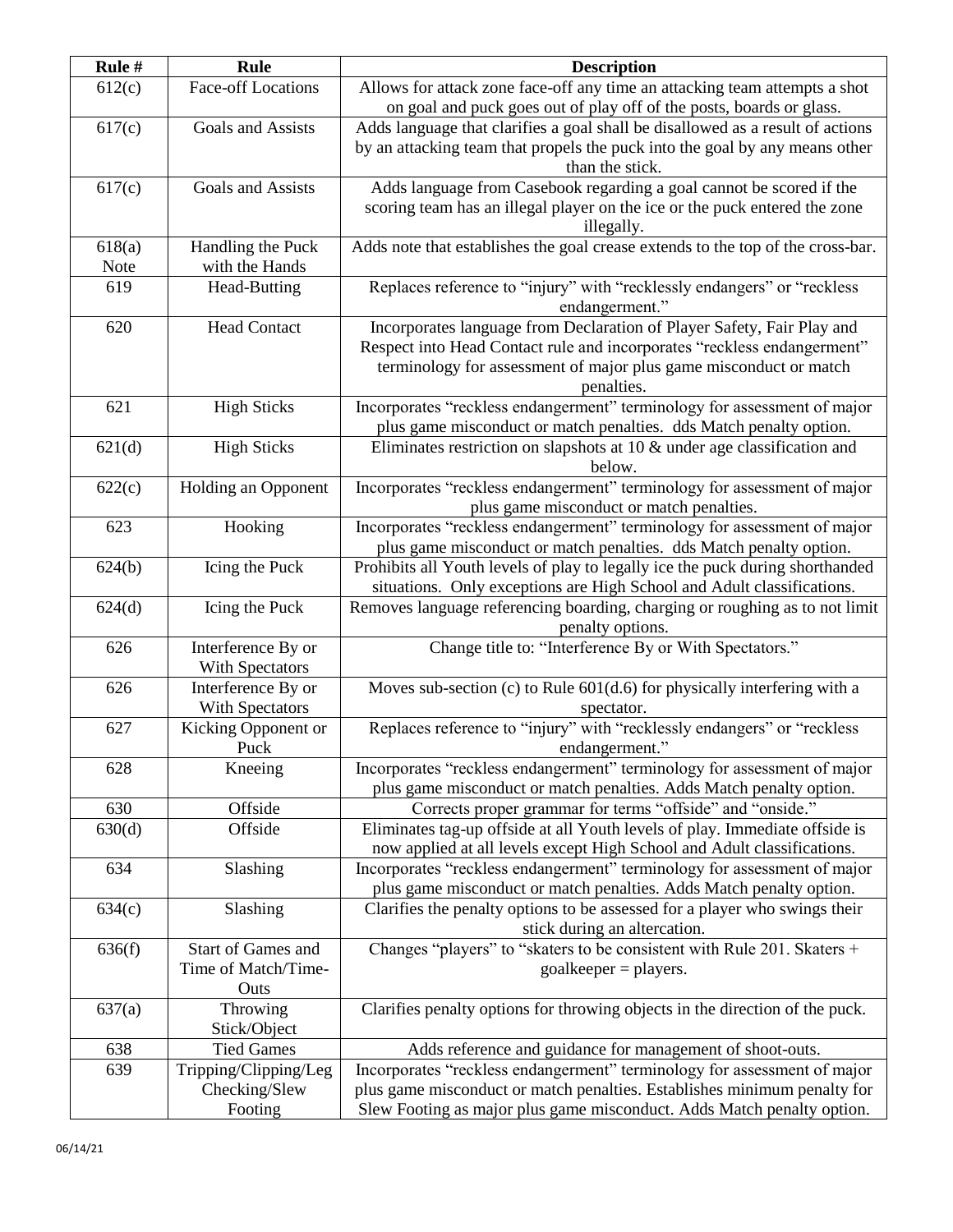| Rule # | Rule | Description |
|---|---|---|
| 612(c) | Face-off Locations | Allows for attack zone face-off any time an attacking team attempts a shot on goal and puck goes out of play off of the posts, boards or glass. |
| 617(c) | Goals and Assists | Adds language that clarifies a goal shall be disallowed as a result of actions by an attacking team that propels the puck into the goal by any means other than the stick. |
| 617(c) | Goals and Assists | Adds language from Casebook regarding a goal cannot be scored if the scoring team has an illegal player on the ice or the puck entered the zone illegally. |
| 618(a) Note | Handling the Puck with the Hands | Adds note that establishes the goal crease extends to the top of the cross-bar. |
| 619 | Head-Butting | Replaces reference to "injury" with "recklessly endangers" or "reckless endangerment." |
| 620 | Head Contact | Incorporates language from Declaration of Player Safety, Fair Play and Respect into Head Contact rule and incorporates "reckless endangerment" terminology for assessment of major plus game misconduct or match penalties. |
| 621 | High Sticks | Incorporates "reckless endangerment" terminology for assessment of major plus game misconduct or match penalties. dds Match penalty option. |
| 621(d) | High Sticks | Eliminates restriction on slapshots at 10 & under age classification and below. |
| 622(c) | Holding an Opponent | Incorporates "reckless endangerment" terminology for assessment of major plus game misconduct or match penalties. |
| 623 | Hooking | Incorporates "reckless endangerment" terminology for assessment of major plus game misconduct or match penalties. dds Match penalty option. |
| 624(b) | Icing the Puck | Prohibits all Youth levels of play to legally ice the puck during shorthanded situations. Only exceptions are High School and Adult classifications. |
| 624(d) | Icing the Puck | Removes language referencing boarding, charging or roughing as to not limit penalty options. |
| 626 | Interference By or With Spectators | Change title to: "Interference By or With Spectators." |
| 626 | Interference By or With Spectators | Moves sub-section (c) to Rule 601(d.6) for physically interfering with a spectator. |
| 627 | Kicking Opponent or Puck | Replaces reference to "injury" with "recklessly endangers" or "reckless endangerment." |
| 628 | Kneeing | Incorporates "reckless endangerment" terminology for assessment of major plus game misconduct or match penalties. Adds Match penalty option. |
| 630 | Offside | Corrects proper grammar for terms "offside" and "onside." |
| 630(d) | Offside | Eliminates tag-up offside at all Youth levels of play. Immediate offside is now applied at all levels except High School and Adult classifications. |
| 634 | Slashing | Incorporates "reckless endangerment" terminology for assessment of major plus game misconduct or match penalties. Adds Match penalty option. |
| 634(c) | Slashing | Clarifies the penalty options to be assessed for a player who swings their stick during an altercation. |
| 636(f) | Start of Games and Time of Match/Time-Outs | Changes "players" to "skaters to be consistent with Rule 201. Skaters + goalkeeper = players. |
| 637(a) | Throwing Stick/Object | Clarifies penalty options for throwing objects in the direction of the puck. |
| 638 | Tied Games | Adds reference and guidance for management of shoot-outs. |
| 639 | Tripping/Clipping/Leg Checking/Slew Footing | Incorporates "reckless endangerment" terminology for assessment of major plus game misconduct or match penalties. Establishes minimum penalty for Slew Footing as major plus game misconduct. Adds Match penalty option. |

06/14/21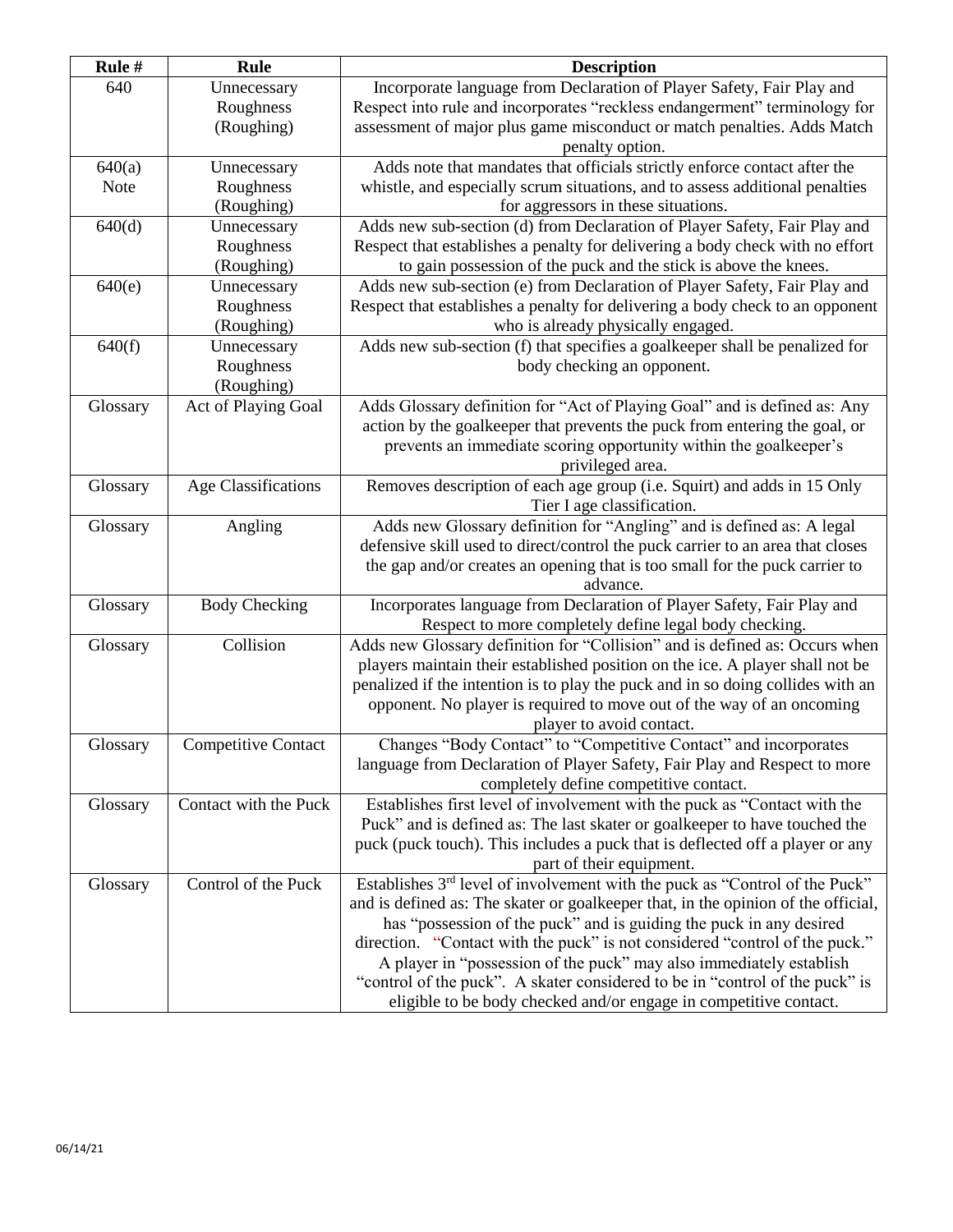| Rule # | Rule | Description |
|---|---|---|
| 640 | Unnecessary Roughness (Roughing) | Incorporate language from Declaration of Player Safety, Fair Play and Respect into rule and incorporates "reckless endangerment" terminology for assessment of major plus game misconduct or match penalties. Adds Match penalty option. |
| 640(a) Note | Unnecessary Roughness (Roughing) | Adds note that mandates that officials strictly enforce contact after the whistle, and especially scrum situations, and to assess additional penalties for aggressors in these situations. |
| 640(d) | Unnecessary Roughness (Roughing) | Adds new sub-section (d) from Declaration of Player Safety, Fair Play and Respect that establishes a penalty for delivering a body check with no effort to gain possession of the puck and the stick is above the knees. |
| 640(e) | Unnecessary Roughness (Roughing) | Adds new sub-section (e) from Declaration of Player Safety, Fair Play and Respect that establishes a penalty for delivering a body check to an opponent who is already physically engaged. |
| 640(f) | Unnecessary Roughness (Roughing) | Adds new sub-section (f) that specifies a goalkeeper shall be penalized for body checking an opponent. |
| Glossary | Act of Playing Goal | Adds Glossary definition for "Act of Playing Goal" and is defined as: Any action by the goalkeeper that prevents the puck from entering the goal, or prevents an immediate scoring opportunity within the goalkeeper's privileged area. |
| Glossary | Age Classifications | Removes description of each age group (i.e. Squirt) and adds in 15 Only Tier I age classification. |
| Glossary | Angling | Adds new Glossary definition for "Angling" and is defined as: A legal defensive skill used to direct/control the puck carrier to an area that closes the gap and/or creates an opening that is too small for the puck carrier to advance. |
| Glossary | Body Checking | Incorporates language from Declaration of Player Safety, Fair Play and Respect to more completely define legal body checking. |
| Glossary | Collision | Adds new Glossary definition for "Collision" and is defined as: Occurs when players maintain their established position on the ice. A player shall not be penalized if the intention is to play the puck and in so doing collides with an opponent. No player is required to move out of the way of an oncoming player to avoid contact. |
| Glossary | Competitive Contact | Changes "Body Contact" to "Competitive Contact" and incorporates language from Declaration of Player Safety, Fair Play and Respect to more completely define competitive contact. |
| Glossary | Contact with the Puck | Establishes first level of involvement with the puck as "Contact with the Puck" and is defined as: The last skater or goalkeeper to have touched the puck (puck touch). This includes a puck that is deflected off a player or any part of their equipment. |
| Glossary | Control of the Puck | Establishes 3rd level of involvement with the puck as "Control of the Puck" and is defined as: The skater or goalkeeper that, in the opinion of the official, has "possession of the puck" and is guiding the puck in any desired direction. "Contact with the puck" is not considered "control of the puck." A player in "possession of the puck" may also immediately establish "control of the puck". A skater considered to be in "control of the puck" is eligible to be body checked and/or engage in competitive contact. |

06/14/21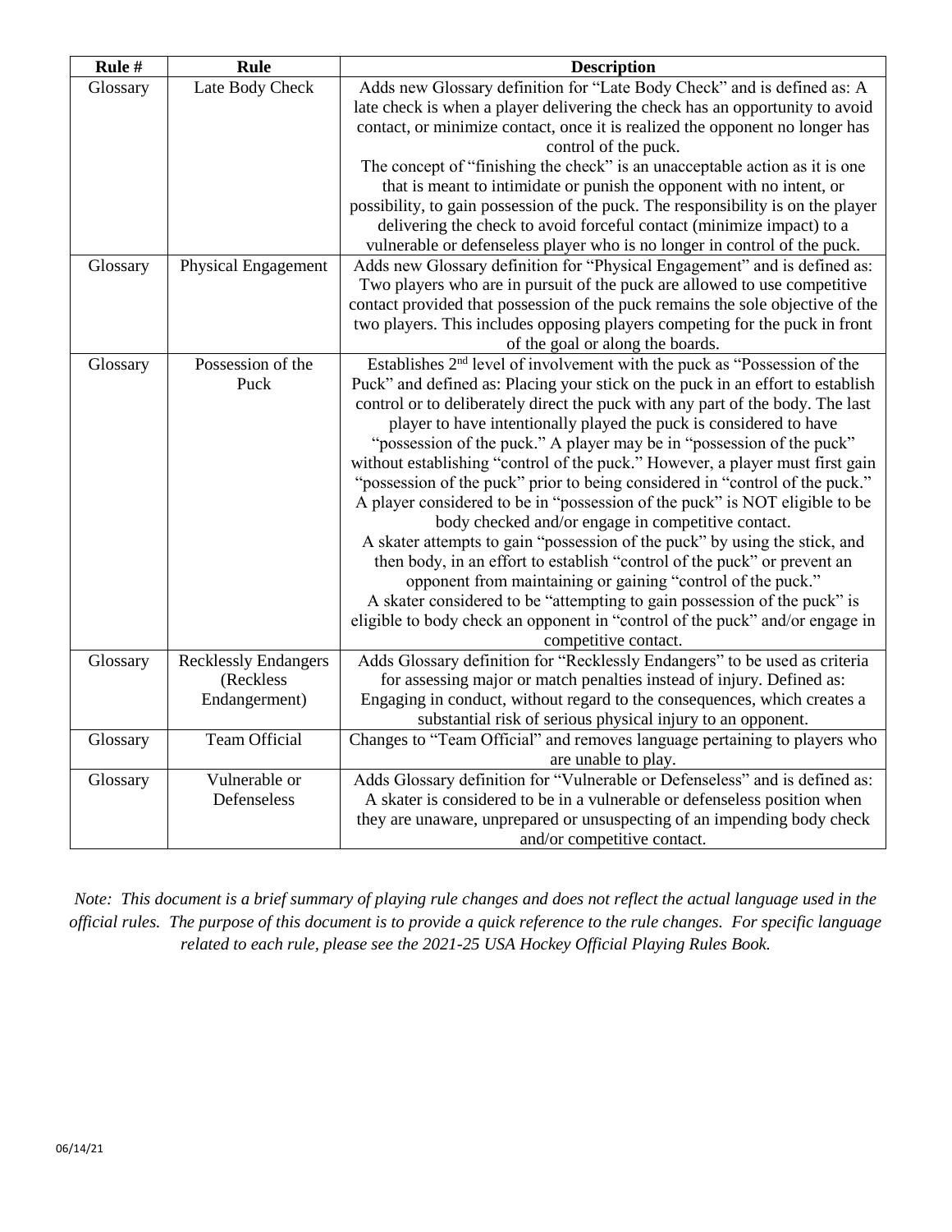| Rule # | Rule | Description |
|---|---|---|
| Glossary | Late Body Check | Adds new Glossary definition for "Late Body Check" and is defined as: A late check is when a player delivering the check has an opportunity to avoid contact, or minimize contact, once it is realized the opponent no longer has control of the puck. The concept of "finishing the check" is an unacceptable action as it is one that is meant to intimidate or punish the opponent with no intent, or possibility, to gain possession of the puck. The responsibility is on the player delivering the check to avoid forceful contact (minimize impact) to a vulnerable or defenseless player who is no longer in control of the puck. |
| Glossary | Physical Engagement | Adds new Glossary definition for "Physical Engagement" and is defined as: Two players who are in pursuit of the puck are allowed to use competitive contact provided that possession of the puck remains the sole objective of the two players. This includes opposing players competing for the puck in front of the goal or along the boards. |
| Glossary | Possession of the Puck | Establishes 2nd level of involvement with the puck as "Possession of the Puck" and defined as: Placing your stick on the puck in an effort to establish control or to deliberately direct the puck with any part of the body. The last player to have intentionally played the puck is considered to have "possession of the puck." A player may be in "possession of the puck" without establishing "control of the puck." However, a player must first gain "possession of the puck" prior to being considered in "control of the puck." A player considered to be in "possession of the puck" is NOT eligible to be body checked and/or engage in competitive contact. A skater attempts to gain "possession of the puck" by using the stick, and then body, in an effort to establish "control of the puck" or prevent an opponent from maintaining or gaining "control of the puck." A skater considered to be "attempting to gain possession of the puck" is eligible to body check an opponent in "control of the puck" and/or engage in competitive contact. |
| Glossary | Recklessly Endangers (Reckless Endangerment) | Adds Glossary definition for "Recklessly Endangers" to be used as criteria for assessing major or match penalties instead of injury. Defined as: Engaging in conduct, without regard to the consequences, which creates a substantial risk of serious physical injury to an opponent. |
| Glossary | Team Official | Changes to "Team Official" and removes language pertaining to players who are unable to play. |
| Glossary | Vulnerable or Defenseless | Adds Glossary definition for "Vulnerable or Defenseless" and is defined as: A skater is considered to be in a vulnerable or defenseless position when they are unaware, unprepared or unsuspecting of an impending body check and/or competitive contact. |

*Note: This document is a brief summary of playing rule changes and does not reflect the actual language used in the official rules. The purpose of this document is to provide a quick reference to the rule changes. For specific language related to each rule, please see the 2021-25 USA Hockey Official Playing Rules Book.*

06/14/21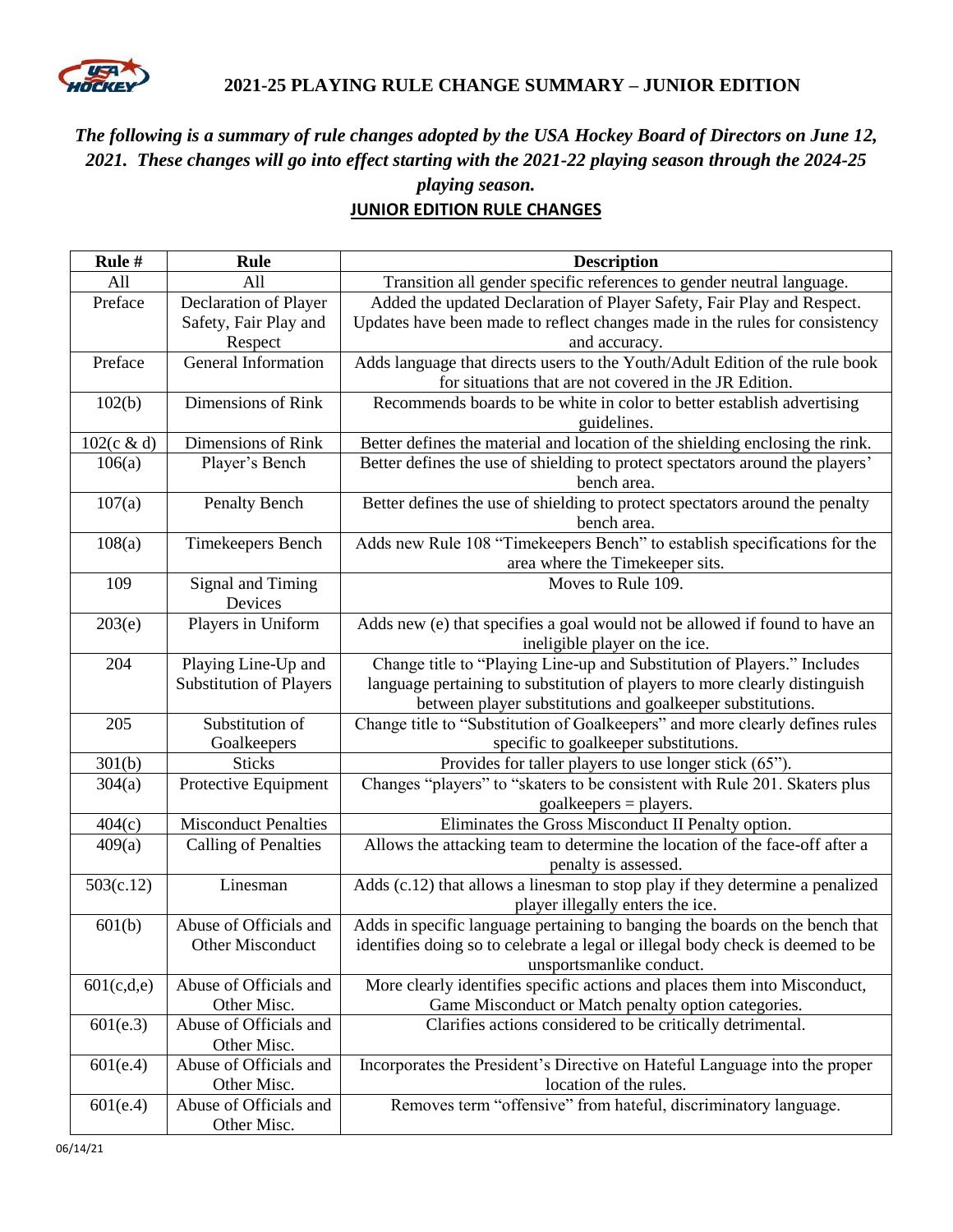## 2021-25 PLAYING RULE CHANGE SUMMARY – JUNIOR EDITION

***The following is a summary of rule changes adopted by the USA Hockey Board of Directors on June 12, 2021. These changes will go into effect starting with the 2021-22 playing season through the 2024-25 playing season.***

**JUNIOR EDITION RULE CHANGES**

| Rule # | Rule | Description |
|---|---|---|
| All | All | Transition all gender specific references to gender neutral language. |
| Preface | Declaration of Player Safety, Fair Play and Respect | Added the updated Declaration of Player Safety, Fair Play and Respect. Updates have been made to reflect changes made in the rules for consistency and accuracy. |
| Preface | General Information | Adds language that directs users to the Youth/Adult Edition of the rule book for situations that are not covered in the JR Edition. |
| 102(b) | Dimensions of Rink | Recommends boards to be white in color to better establish advertising guidelines. |
| 102(c & d) | Dimensions of Rink | Better defines the material and location of the shielding enclosing the rink. |
| 106(a) | Player's Bench | Better defines the use of shielding to protect spectators around the players' bench area. |
| 107(a) | Penalty Bench | Better defines the use of shielding to protect spectators around the penalty bench area. |
| 108(a) | Timekeepers Bench | Adds new Rule 108 "Timekeepers Bench" to establish specifications for the area where the Timekeeper sits. |
| 109 | Signal and Timing Devices | Moves to Rule 109. |
| 203(e) | Players in Uniform | Adds new (e) that specifies a goal would not be allowed if found to have an ineligible player on the ice. |
| 204 | Playing Line-Up and Substitution of Players | Change title to "Playing Line-up and Substitution of Players." Includes language pertaining to substitution of players to more clearly distinguish between player substitutions and goalkeeper substitutions. |
| 205 | Substitution of Goalkeepers | Change title to "Substitution of Goalkeepers" and more clearly defines rules specific to goalkeeper substitutions. |
| 301(b) | Sticks | Provides for taller players to use longer stick (65"). |
| 304(a) | Protective Equipment | Changes "players" to "skaters to be consistent with Rule 201. Skaters plus goalkeepers = players. |
| 404(c) | Misconduct Penalties | Eliminates the Gross Misconduct II Penalty option. |
| 409(a) | Calling of Penalties | Allows the attacking team to determine the location of the face-off after a penalty is assessed. |
| 503(c.12) | Linesman | Adds (c.12) that allows a linesman to stop play if they determine a penalized player illegally enters the ice. |
| 601(b) | Abuse of Officials and Other Misconduct | Adds in specific language pertaining to banging the boards on the bench that identifies doing so to celebrate a legal or illegal body check is deemed to be unsportsmanlike conduct. |
| 601(c,d,e) | Abuse of Officials and Other Misc. | More clearly identifies specific actions and places them into Misconduct, Game Misconduct or Match penalty option categories. |
| 601(e.3) | Abuse of Officials and Other Misc. | Clarifies actions considered to be critically detrimental. |
| 601(e.4) | Abuse of Officials and Other Misc. | Incorporates the President's Directive on Hateful Language into the proper location of the rules. |
| 601(e.4) | Abuse of Officials and Other Misc. | Removes term "offensive" from hateful, discriminatory language. |

06/14/21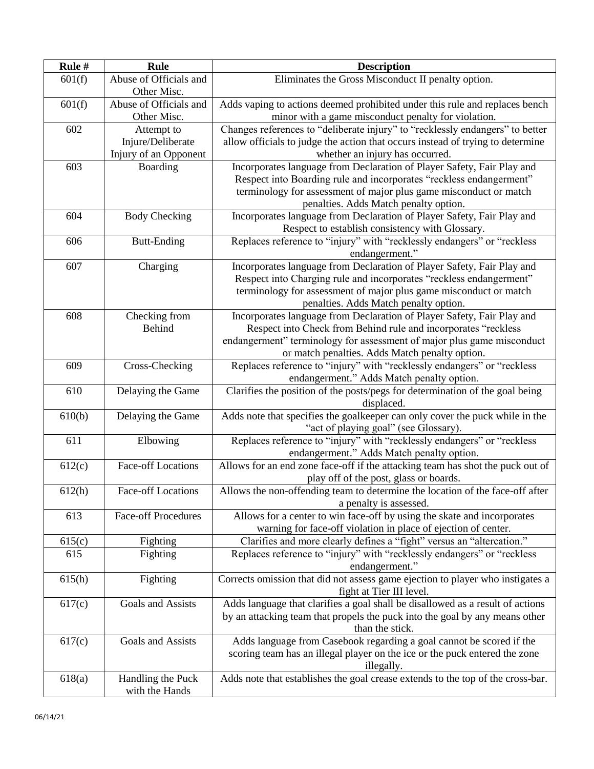| Rule # | Rule | Description |
|---|---|---|
| 601(f) | Abuse of Officials and Other Misc. | Eliminates the Gross Misconduct II penalty option. |
| 601(f) | Abuse of Officials and Other Misc. | Adds vaping to actions deemed prohibited under this rule and replaces bench minor with a game misconduct penalty for violation. |
| 602 | Attempt to Injure/Deliberate Injury of an Opponent | Changes references to "deliberate injury" to "recklessly endangers" to better allow officials to judge the action that occurs instead of trying to determine whether an injury has occurred. |
| 603 | Boarding | Incorporates language from Declaration of Player Safety, Fair Play and Respect into Boarding rule and incorporates "reckless endangerment" terminology for assessment of major plus game misconduct or match penalties. Adds Match penalty option. |
| 604 | Body Checking | Incorporates language from Declaration of Player Safety, Fair Play and Respect to establish consistency with Glossary. |
| 606 | Butt-Ending | Replaces reference to "injury" with "recklessly endangers" or "reckless endangerment." |
| 607 | Charging | Incorporates language from Declaration of Player Safety, Fair Play and Respect into Charging rule and incorporates "reckless endangerment" terminology for assessment of major plus game misconduct or match penalties. Adds Match penalty option. |
| 608 | Checking from Behind | Incorporates language from Declaration of Player Safety, Fair Play and Respect into Check from Behind rule and incorporates "reckless endangerment" terminology for assessment of major plus game misconduct or match penalties. Adds Match penalty option. |
| 609 | Cross-Checking | Replaces reference to "injury" with "recklessly endangers" or "reckless endangerment." Adds Match penalty option. |
| 610 | Delaying the Game | Clarifies the position of the posts/pegs for determination of the goal being displaced. |
| 610(b) | Delaying the Game | Adds note that specifies the goalkeeper can only cover the puck while in the "act of playing goal" (see Glossary). |
| 611 | Elbowing | Replaces reference to "injury" with "recklessly endangers" or "reckless endangerment." Adds Match penalty option. |
| 612(c) | Face-off Locations | Allows for an end zone face-off if the attacking team has shot the puck out of play off of the post, glass or boards. |
| 612(h) | Face-off Locations | Allows the non-offending team to determine the location of the face-off after a penalty is assessed. |
| 613 | Face-off Procedures | Allows for a center to win face-off by using the skate and incorporates warning for face-off violation in place of ejection of center. |
| 615(c) | Fighting | Clarifies and more clearly defines a "fight" versus an "altercation." |
| 615 | Fighting | Replaces reference to "injury" with "recklessly endangers" or "reckless endangerment." |
| 615(h) | Fighting | Corrects omission that did not assess game ejection to player who instigates a fight at Tier III level. |
| 617(c) | Goals and Assists | Adds language that clarifies a goal shall be disallowed as a result of actions by an attacking team that propels the puck into the goal by any means other than the stick. |
| 617(c) | Goals and Assists | Adds language from Casebook regarding a goal cannot be scored if the scoring team has an illegal player on the ice or the puck entered the zone illegally. |
| 618(a) | Handling the Puck with the Hands | Adds note that establishes the goal crease extends to the top of the cross-bar. |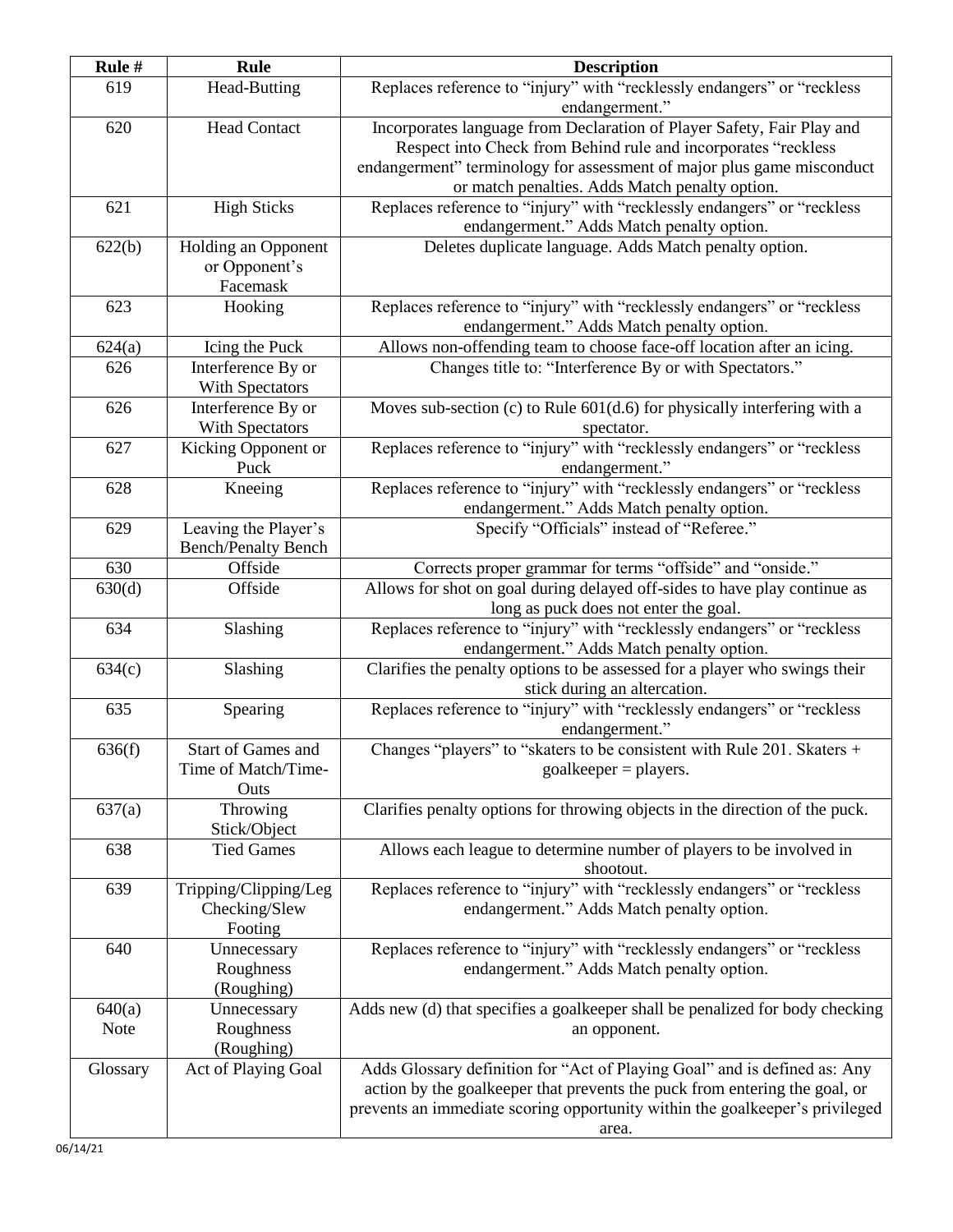| Rule # | Rule | Description |
|---|---|---|
| 619 | Head-Butting | Replaces reference to "injury" with "recklessly endangers" or "reckless endangerment." |
| 620 | Head Contact | Incorporates language from Declaration of Player Safety, Fair Play and Respect into Check from Behind rule and incorporates "reckless endangerment" terminology for assessment of major plus game misconduct or match penalties. Adds Match penalty option. |
| 621 | High Sticks | Replaces reference to "injury" with "recklessly endangers" or "reckless endangerment." Adds Match penalty option. |
| 622(b) | Holding an Opponent or Opponent's Facemask | Deletes duplicate language. Adds Match penalty option. |
| 623 | Hooking | Replaces reference to "injury" with "recklessly endangers" or "reckless endangerment." Adds Match penalty option. |
| 624(a) | Icing the Puck | Allows non-offending team to choose face-off location after an icing. |
| 626 | Interference By or With Spectators | Changes title to: "Interference By or with Spectators." |
| 626 | Interference By or With Spectators | Moves sub-section (c) to Rule 601(d.6) for physically interfering with a spectator. |
| 627 | Kicking Opponent or Puck | Replaces reference to "injury" with "recklessly endangers" or "reckless endangerment." |
| 628 | Kneeing | Replaces reference to "injury" with "recklessly endangers" or "reckless endangerment." Adds Match penalty option. |
| 629 | Leaving the Player's Bench/Penalty Bench | Specify "Officials" instead of "Referee." |
| 630 | Offside | Corrects proper grammar for terms "offside" and "onside." |
| 630(d) | Offside | Allows for shot on goal during delayed off-sides to have play continue as long as puck does not enter the goal. |
| 634 | Slashing | Replaces reference to "injury" with "recklessly endangers" or "reckless endangerment." Adds Match penalty option. |
| 634(c) | Slashing | Clarifies the penalty options to be assessed for a player who swings their stick during an altercation. |
| 635 | Spearing | Replaces reference to "injury" with "recklessly endangers" or "reckless endangerment." |
| 636(f) | Start of Games and Time of Match/Time-Outs | Changes "players" to "skaters to be consistent with Rule 201. Skaters + goalkeeper = players. |
| 637(a) | Throwing Stick/Object | Clarifies penalty options for throwing objects in the direction of the puck. |
| 638 | Tied Games | Allows each league to determine number of players to be involved in shootout. |
| 639 | Tripping/Clipping/Leg Checking/Slew Footing | Replaces reference to "injury" with "recklessly endangers" or "reckless endangerment." Adds Match penalty option. |
| 640 | Unnecessary Roughness (Roughing) | Replaces reference to "injury" with "recklessly endangers" or "reckless endangerment." Adds Match penalty option. |
| 640(a) Note | Unnecessary Roughness (Roughing) | Adds new (d) that specifies a goalkeeper shall be penalized for body checking an opponent. |
| Glossary | Act of Playing Goal | Adds Glossary definition for "Act of Playing Goal" and is defined as: Any action by the goalkeeper that prevents the puck from entering the goal, or prevents an immediate scoring opportunity within the goalkeeper's privileged area. |

06/14/21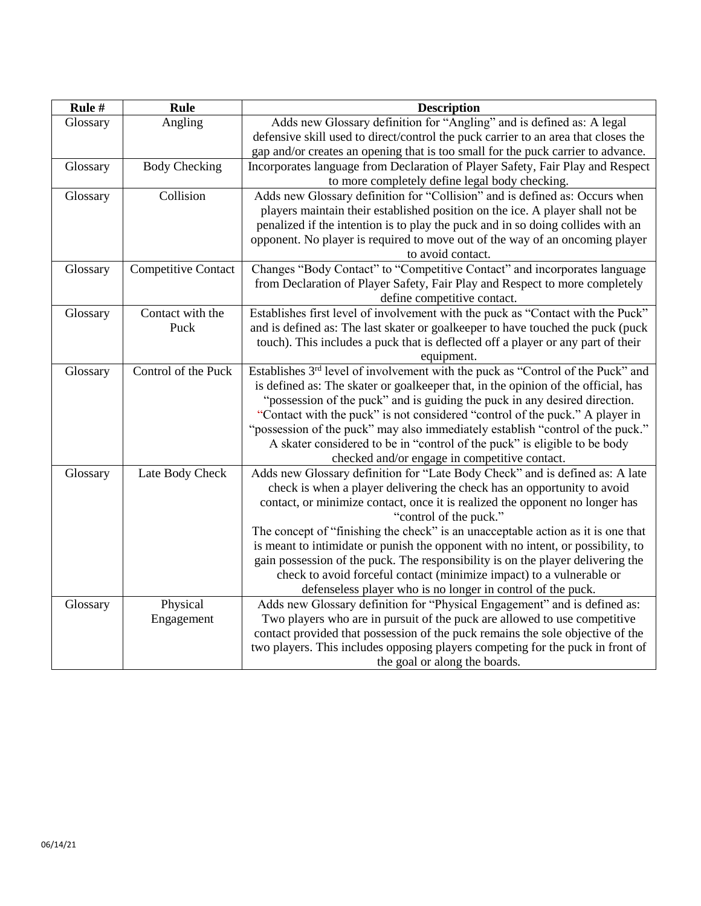| Rule # | Rule | Description |
|---|---|---|
| Glossary | Angling | Adds new Glossary definition for "Angling" and is defined as: A legal defensive skill used to direct/control the puck carrier to an area that closes the gap and/or creates an opening that is too small for the puck carrier to advance. |
| Glossary | Body Checking | Incorporates language from Declaration of Player Safety, Fair Play and Respect to more completely define legal body checking. |
| Glossary | Collision | Adds new Glossary definition for "Collision" and is defined as: Occurs when players maintain their established position on the ice. A player shall not be penalized if the intention is to play the puck and in so doing collides with an opponent. No player is required to move out of the way of an oncoming player to avoid contact. |
| Glossary | Competitive Contact | Changes "Body Contact" to "Competitive Contact" and incorporates language from Declaration of Player Safety, Fair Play and Respect to more completely define competitive contact. |
| Glossary | Contact with the Puck | Establishes first level of involvement with the puck as "Contact with the Puck" and is defined as: The last skater or goalkeeper to have touched the puck (puck touch). This includes a puck that is deflected off a player or any part of their equipment. |
| Glossary | Control of the Puck | Establishes 3rd level of involvement with the puck as "Control of the Puck" and is defined as: The skater or goalkeeper that, in the opinion of the official, has "possession of the puck" and is guiding the puck in any desired direction. "Contact with the puck" is not considered "control of the puck." A player in "possession of the puck" may also immediately establish "control of the puck." A skater considered to be in "control of the puck" is eligible to be body checked and/or engage in competitive contact. |
| Glossary | Late Body Check | Adds new Glossary definition for "Late Body Check" and is defined as: A late check is when a player delivering the check has an opportunity to avoid contact, or minimize contact, once it is realized the opponent no longer has "control of the puck."<br>The concept of "finishing the check" is an unacceptable action as it is one that is meant to intimidate or punish the opponent with no intent, or possibility, to gain possession of the puck. The responsibility is on the player delivering the check to avoid forceful contact (minimize impact) to a vulnerable or defenseless player who is no longer in control of the puck. |
| Glossary | Physical Engagement | Adds new Glossary definition for "Physical Engagement" and is defined as: Two players who are in pursuit of the puck are allowed to use competitive contact provided that possession of the puck remains the sole objective of the two players. This includes opposing players competing for the puck in front of the goal or along the boards. |

06/14/21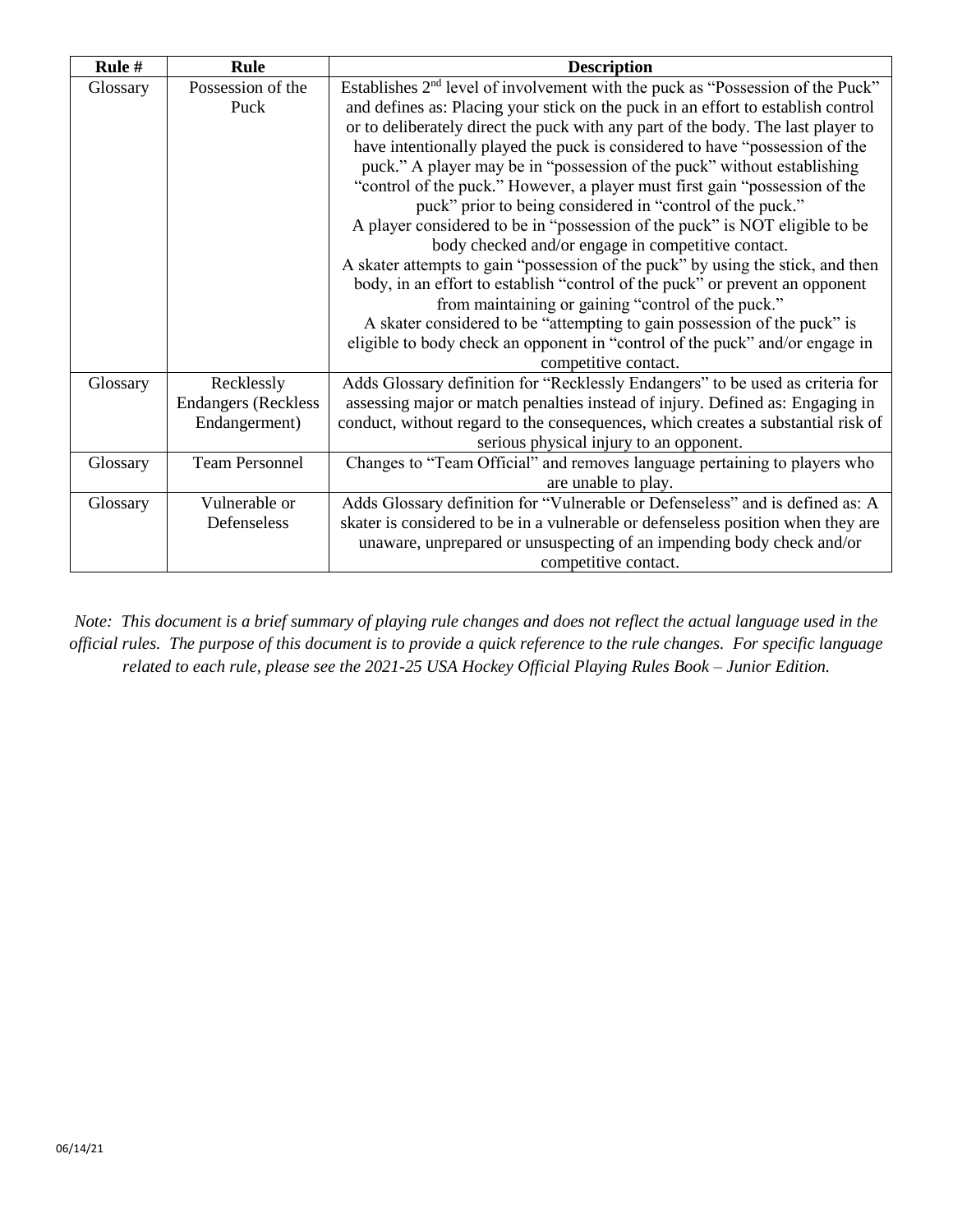| Rule # | Rule | Description |
|---|---|---|
| Glossary | Possession of the Puck | Establishes 2nd level of involvement with the puck as "Possession of the Puck" and defines as: Placing your stick on the puck in an effort to establish control or to deliberately direct the puck with any part of the body. The last player to have intentionally played the puck is considered to have "possession of the puck." A player may be in "possession of the puck" without establishing "control of the puck." However, a player must first gain "possession of the puck" prior to being considered in "control of the puck." A player considered to be in "possession of the puck" is NOT eligible to be body checked and/or engage in competitive contact. A skater attempts to gain "possession of the puck" by using the stick, and then body, in an effort to establish "control of the puck" or prevent an opponent from maintaining or gaining "control of the puck." A skater considered to be "attempting to gain possession of the puck" is eligible to body check an opponent in "control of the puck" and/or engage in competitive contact. |
| Glossary | Recklessly Endangers (Reckless Endangerment) | Adds Glossary definition for "Recklessly Endangers" to be used as criteria for assessing major or match penalties instead of injury. Defined as: Engaging in conduct, without regard to the consequences, which creates a substantial risk of serious physical injury to an opponent. |
| Glossary | Team Personnel | Changes to "Team Official" and removes language pertaining to players who are unable to play. |
| Glossary | Vulnerable or Defenseless | Adds Glossary definition for "Vulnerable or Defenseless" and is defined as: A skater is considered to be in a vulnerable or defenseless position when they are unaware, unprepared or unsuspecting of an impending body check and/or competitive contact. |

*Note: This document is a brief summary of playing rule changes and does not reflect the actual language used in the official rules. The purpose of this document is to provide a quick reference to the rule changes. For specific language related to each rule, please see the 2021-25 USA Hockey Official Playing Rules Book – Junior Edition.*

06/14/21